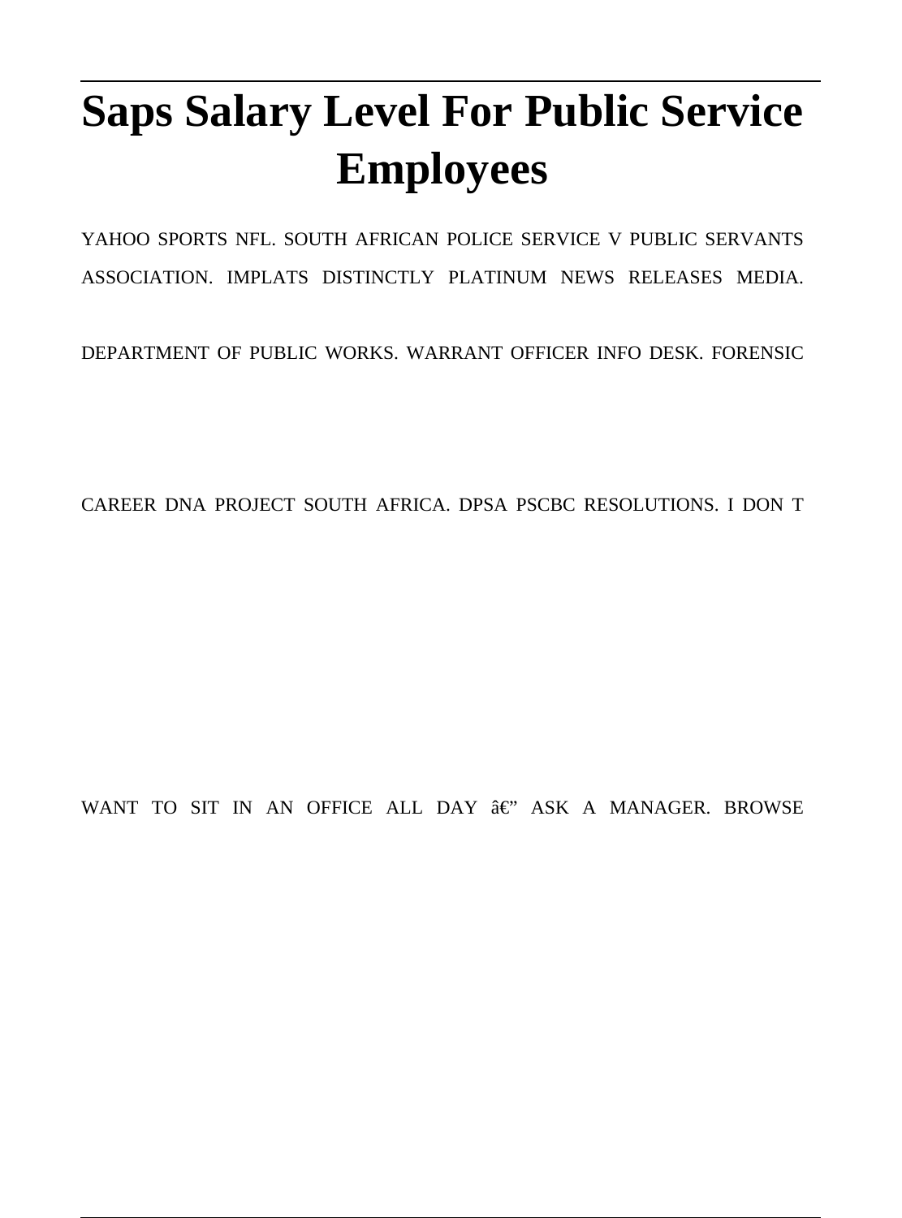# Saps Salary Level For Public Service Employees

YAHOO SPORTS NFL. SOUTH AFRICAN POLICE SERVICE V PUBLIC SERVANTS ASSOCIATION. IMPLATS DISTINCTLY PLATINUM NEWS RELEASES MEDIA. DEPARTMENT OF PUBLIC WORKS. WARRANT OFFICER INFO DESK. FORENSIC CAREER DNA PROJECT SOUTH AFRICA. DPSA PSCBC RESOLUTIONS. I DON T WANT TO SIT IN AN OFFICE ALL DAY â€" ASK A MANAGER. BROWSE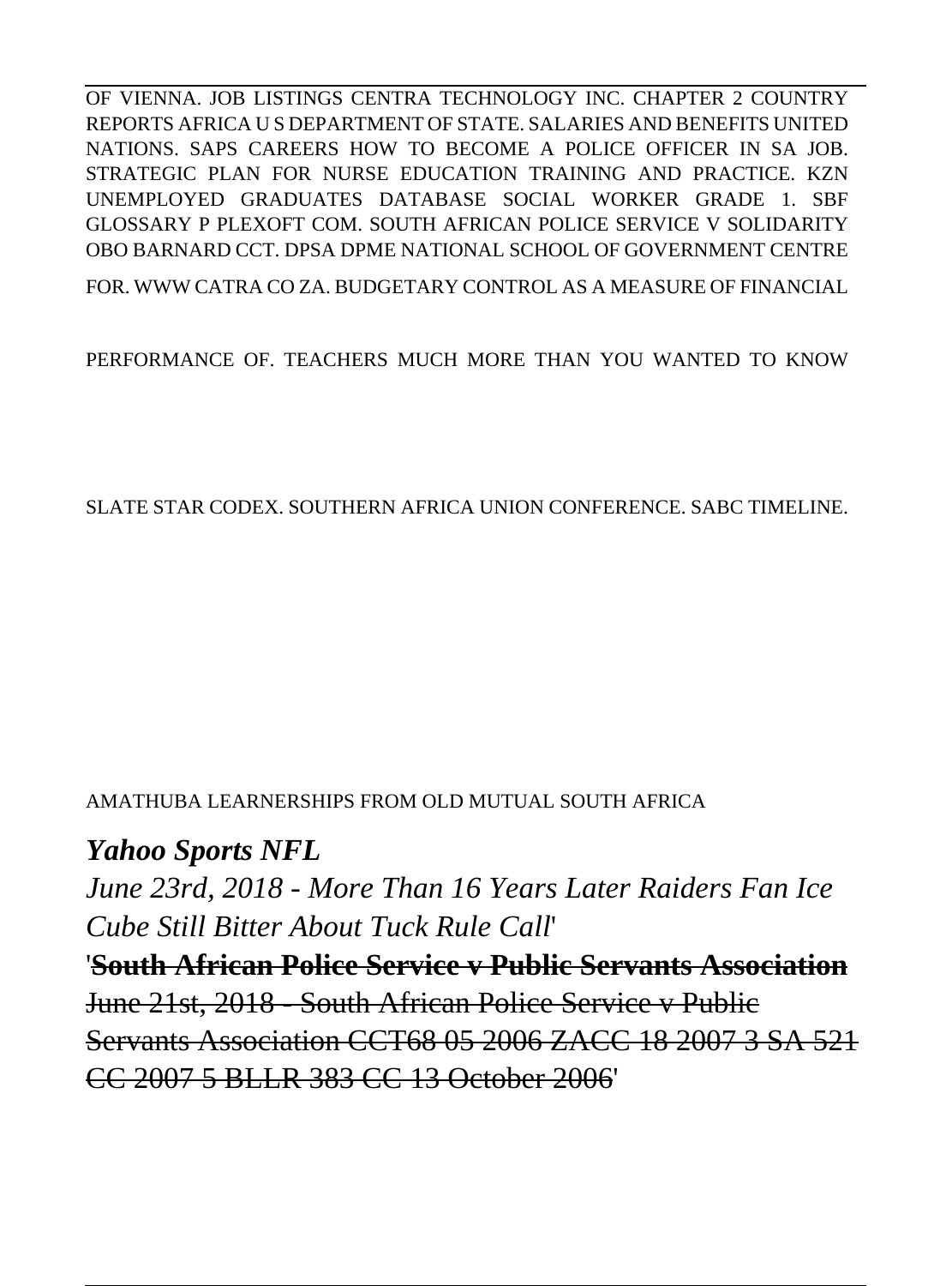OF VIENNA. JOB LISTINGS CENTRA TECHNOLOGY INC. CHAPTER 2 COUNTRY REPORTS AFRICA U S DEPARTMENT OF STATE. SALARIES AND BENEFITS UNITED NATIONS. SAPS CAREERS HOW TO BECOME A POLICE OFFICER IN SA JOB. STRATEGIC PLAN FOR NURSE EDUCATION TRAINING AND PRACTICE. KZN UNEMPLOYED GRADUATES DATABASE SOCIAL WORKER GRADE 1. SBF GLOSSARY P PLEXOFT COM. SOUTH AFRICAN POLICE SERVICE V SOLIDARITY OBO BARNARD CCT. DPSA DPME NATIONAL SCHOOL OF GOVERNMENT CENTRE FOR. WWW CATRA CO ZA. BUDGETARY CONTROL AS A MEASURE OF FINANCIAL PERFORMANCE OF. TEACHERS MUCH MORE THAN YOU WANTED TO KNOW SLATE STAR CODEX. SOUTHERN AFRICA UNION CONFERENCE. SABC TIMELINE. AMATHUBA LEARNERSHIPS FROM OLD MUTUAL SOUTH AFRICA

### *Yahoo Sports NFL*

*June 23rd, 2018 - More Than 16 Years Later Raiders Fan Ice Cube Still Bitter About Tuck Rule Call*'

'~~**South African Police Service v Public Servants Association**~~
~~June 21st, 2018 - South African Police Service v Public Servants Association CCT68 05 2006 ZACC 18 2007 3 SA 521 CC 2007 5 BLLR 383 CC 13 October 2006~~'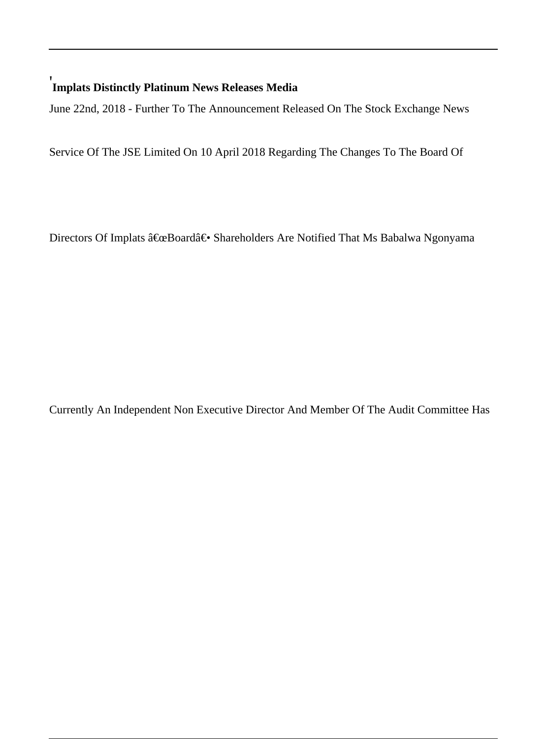'**Implats Distinctly Platinum News Releases Media**

June 22nd, 2018 - Further To The Announcement Released On The Stock Exchange News Service Of The JSE Limited On 10 April 2018 Regarding The Changes To The Board Of Directors Of Implats â€œBoardâ€• Shareholders Are Notified That Ms Babalwa Ngonyama Currently An Independent Non Executive Director And Member Of The Audit Committee Has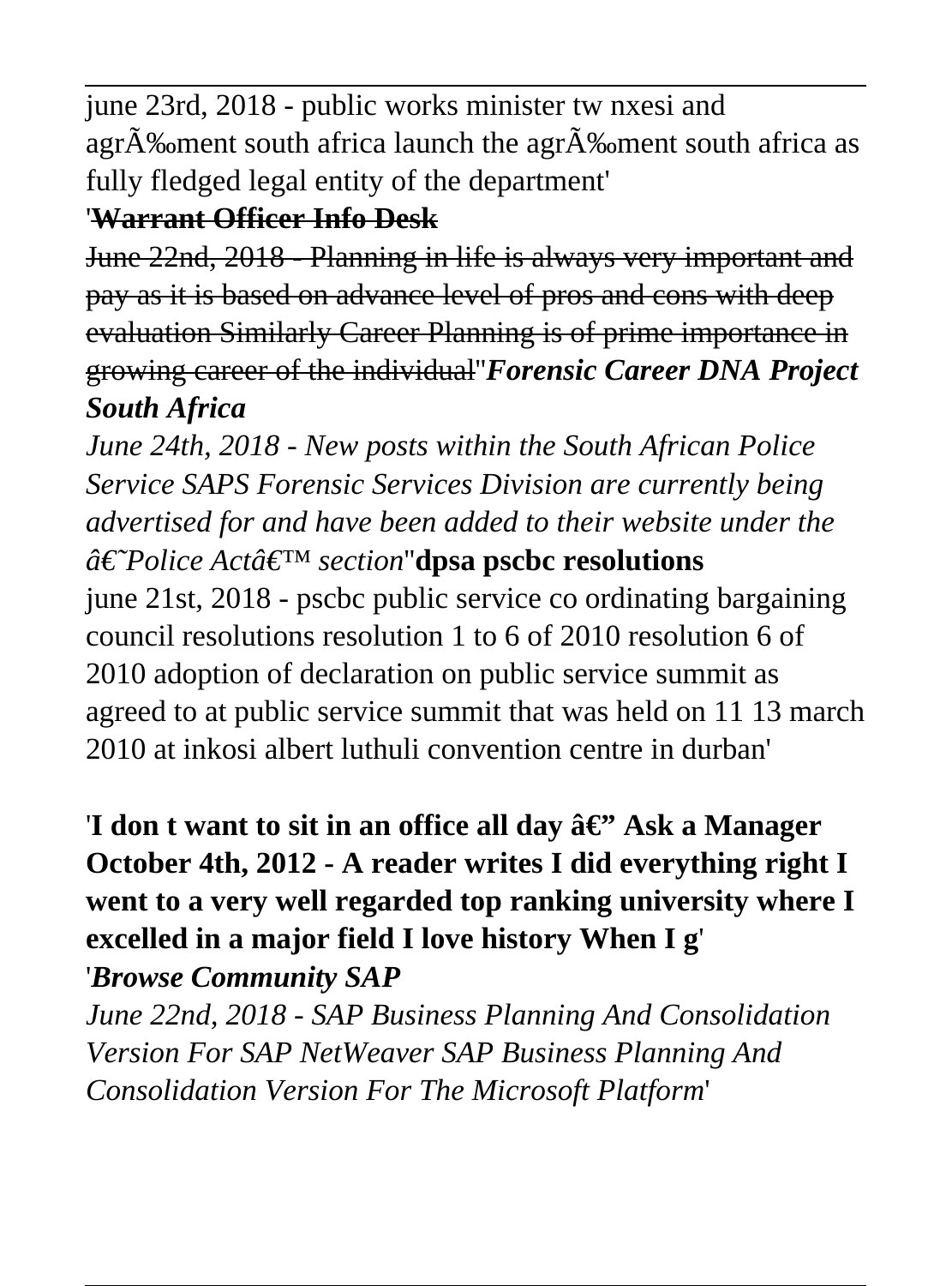june 23rd, 2018 - public works minister tw nxesi and agrÃ‰ment south africa launch the agrÃ‰ment south africa as fully fledged legal entity of the department'

'**~~Warrant Officer Info Desk~~**

~~June 22nd, 2018 - Planning in life is always very important and pay as it is based on advance level of pros and cons with deep evaluation Similarly Career Planning is of prime importance in growing career of the individual~~''***Forensic Career DNA Project South Africa***

*June 24th, 2018 - New posts within the South African Police Service SAPS Forensic Services Division are currently being advertised for and have been added to their website under the â€˜Police Actâ€™ section*''**dpsa pscbc resolutions**

june 21st, 2018 - pscbc public service co ordinating bargaining council resolutions resolution 1 to 6 of 2010 resolution 6 of 2010 adoption of declaration on public service summit as agreed to at public service summit that was held on 11 13 march 2010 at inkosi albert luthuli convention centre in durban'

'**I don t want to sit in an office all day â€" Ask a Manager**

**October 4th, 2012 - A reader writes I did everything right I went to a very well regarded top ranking university where I excelled in a major field I love history When I g**'

'***Browse Community SAP***

*June 22nd, 2018 - SAP Business Planning And Consolidation Version For SAP NetWeaver SAP Business Planning And Consolidation Version For The Microsoft Platform*'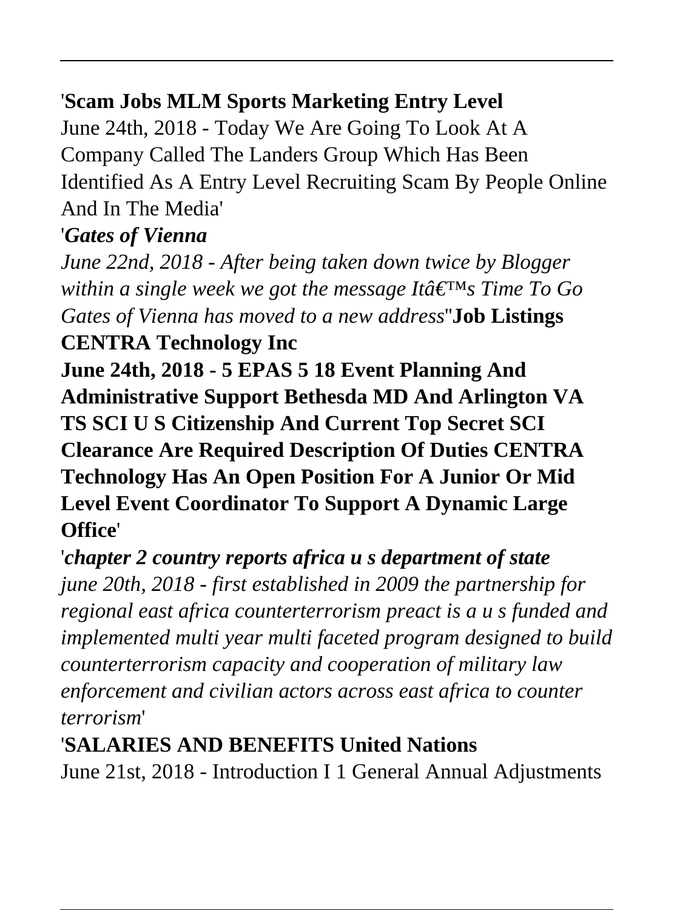'**Scam Jobs MLM Sports Marketing Entry Level**
June 24th, 2018 - Today We Are Going To Look At A Company Called The Landers Group Which Has Been Identified As A Entry Level Recruiting Scam By People Online And In The Media'

'*Gates of Vienna*
*June 22nd, 2018 - After being taken down twice by Blogger within a single week we got the message Itâ€™s Time To Go Gates of Vienna has moved to a new address*''**Job Listings CENTRA Technology Inc**
**June 24th, 2018 - 5 EPAS 5 18 Event Planning And Administrative Support Bethesda MD And Arlington VA TS SCI U S Citizenship And Current Top Secret SCI Clearance Are Required Description Of Duties CENTRA Technology Has An Open Position For A Junior Or Mid Level Event Coordinator To Support A Dynamic Large Office**'

'*chapter 2 country reports africa u s department of state*
*june 20th, 2018 - first established in 2009 the partnership for regional east africa counterterrorism preact is a u s funded and implemented multi year multi faceted program designed to build counterterrorism capacity and cooperation of military law enforcement and civilian actors across east africa to counter terrorism*'

'**SALARIES AND BENEFITS United Nations**
June 21st, 2018 - Introduction I 1 General Annual Adjustments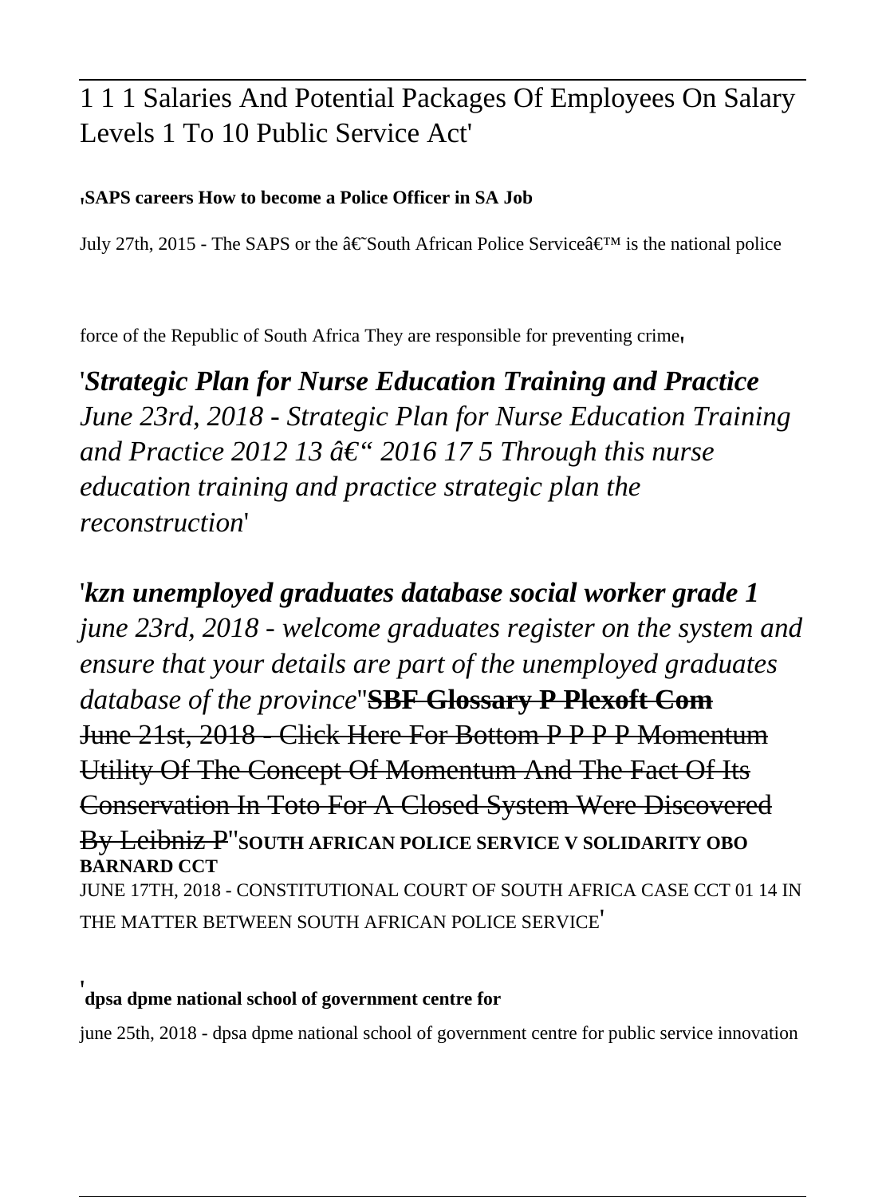1 1 1 Salaries And Potential Packages Of Employees On Salary Levels 1 To 10 Public Service Act'

'**SAPS careers How to become a Police Officer in SA Job**

July 27th, 2015 - The SAPS or the â€˜South African Police Serviceâ€™ is the national police force of the Republic of South Africa They are responsible for preventing crime'

'***Strategic Plan for Nurse Education Training and Practice***
*June 23rd, 2018 - Strategic Plan for Nurse Education Training and Practice 2012 13 â€“ 2016 17 5 Through this nurse education training and practice strategic plan the reconstruction*'

'***kzn unemployed graduates database social worker grade 1***
*june 23rd, 2018 - welcome graduates register on the system and ensure that your details are part of the unemployed graduates database of the province*''**SBF Glossary P Plexoft Com**
June 21st, 2018 - Click Here For Bottom P P P P Momentum Utility Of The Concept Of Momentum And The Fact Of Its Conservation In Toto For A Closed System Were Discovered By Leibniz P''**SOUTH AFRICAN POLICE SERVICE V SOLIDARITY OBO BARNARD CCT**
JUNE 17TH, 2018 - CONSTITUTIONAL COURT OF SOUTH AFRICA CASE CCT 01 14 IN THE MATTER BETWEEN SOUTH AFRICAN POLICE SERVICE'

'**dpsa dpme national school of government centre for**

june 25th, 2018 - dpsa dpme national school of government centre for public service innovation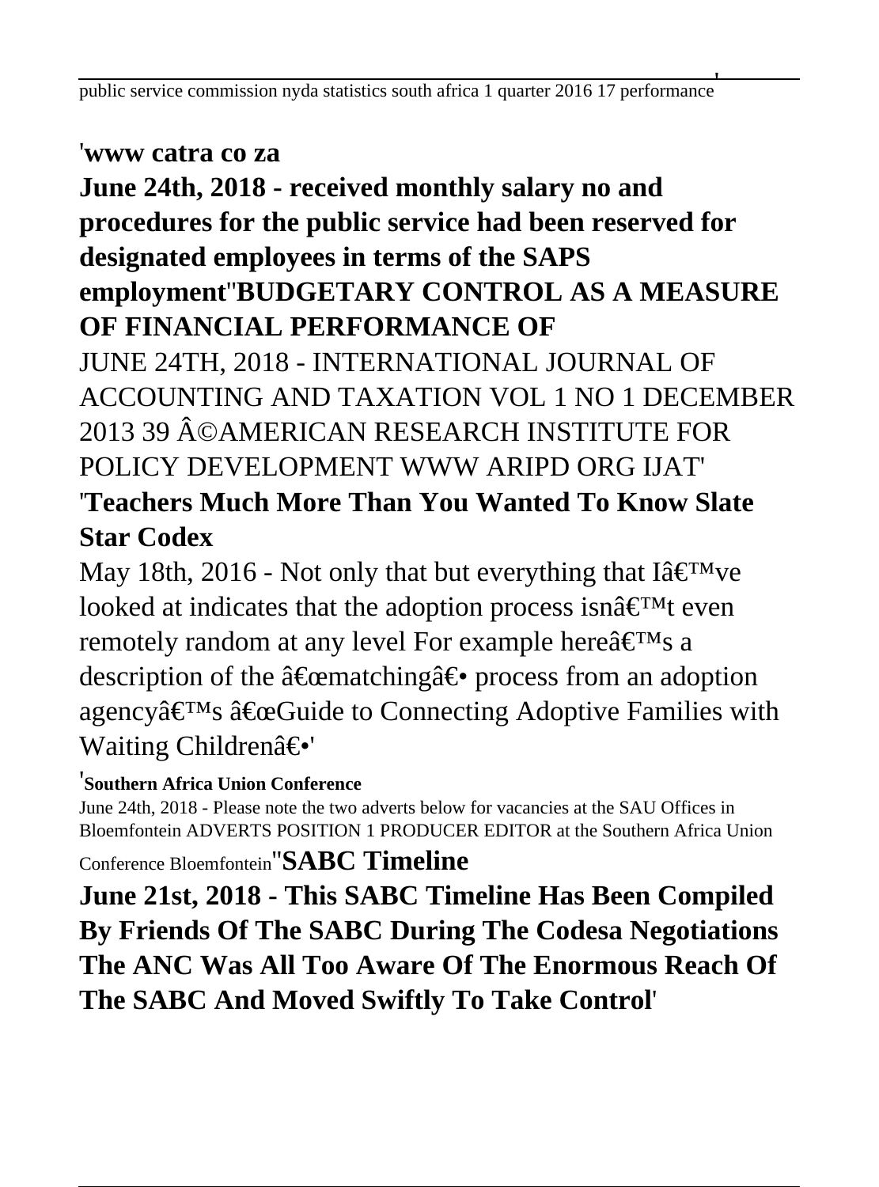public service commission nyda statistics south africa 1 quarter 2016 17 performance'

'**www catra co za**

**June 24th, 2018 - received monthly salary no and procedures for the public service had been reserved for designated employees in terms of the SAPS employment**''**BUDGETARY CONTROL AS A MEASURE OF FINANCIAL PERFORMANCE OF**

JUNE 24TH, 2018 - INTERNATIONAL JOURNAL OF ACCOUNTING AND TAXATION VOL 1 NO 1 DECEMBER 2013 39 Â©AMERICAN RESEARCH INSTITUTE FOR POLICY DEVELOPMENT WWW ARIPD ORG IJAT'

'**Teachers Much More Than You Wanted To Know Slate Star Codex**

May 18th, 2016 - Not only that but everything that Iâ€™ve looked at indicates that the adoption process isnâ€™t even remotely random at any level For example hereâ€™s a description of the â€œmatchingâ€• process from an adoption agencyâ€™s â€œGuide to Connecting Adoptive Families with Waiting Childrenâ€•'

'**Southern Africa Union Conference**

June 24th, 2018 - Please note the two adverts below for vacancies at the SAU Offices in Bloemfontein ADVERTS POSITION 1 PRODUCER EDITOR at the Southern Africa Union Conference Bloemfontein''**SABC Timeline**

**June 21st, 2018 - This SABC Timeline Has Been Compiled By Friends Of The SABC During The Codesa Negotiations The ANC Was All Too Aware Of The Enormous Reach Of The SABC And Moved Swiftly To Take Control**'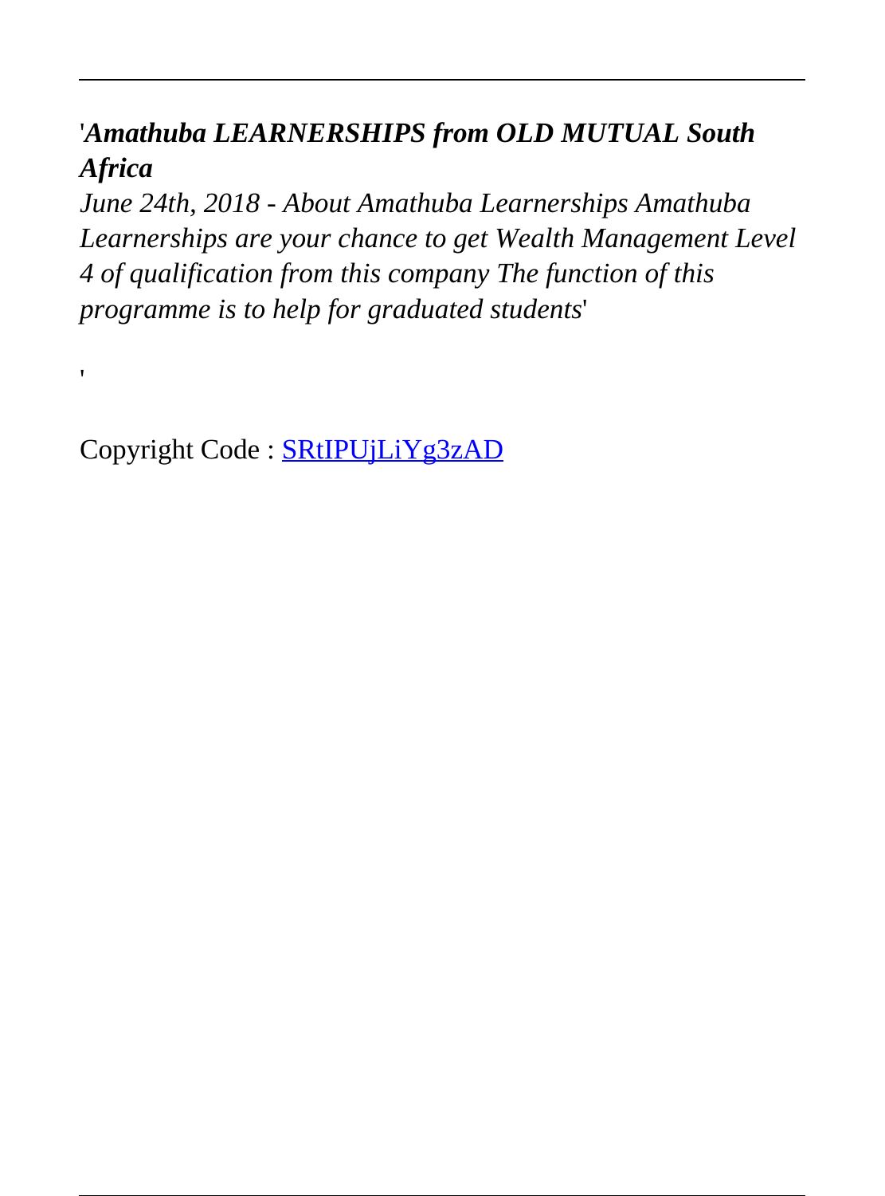'***Amathuba LEARNERSHIPS from OLD MUTUAL South Africa***

*June 24th, 2018 - About Amathuba Learnerships Amathuba Learnerships are your chance to get Wealth Management Level 4 of qualification from this company The function of this programme is to help for graduated students*'

'

Copyright Code : [SRtIPUjLiYg3zAD]